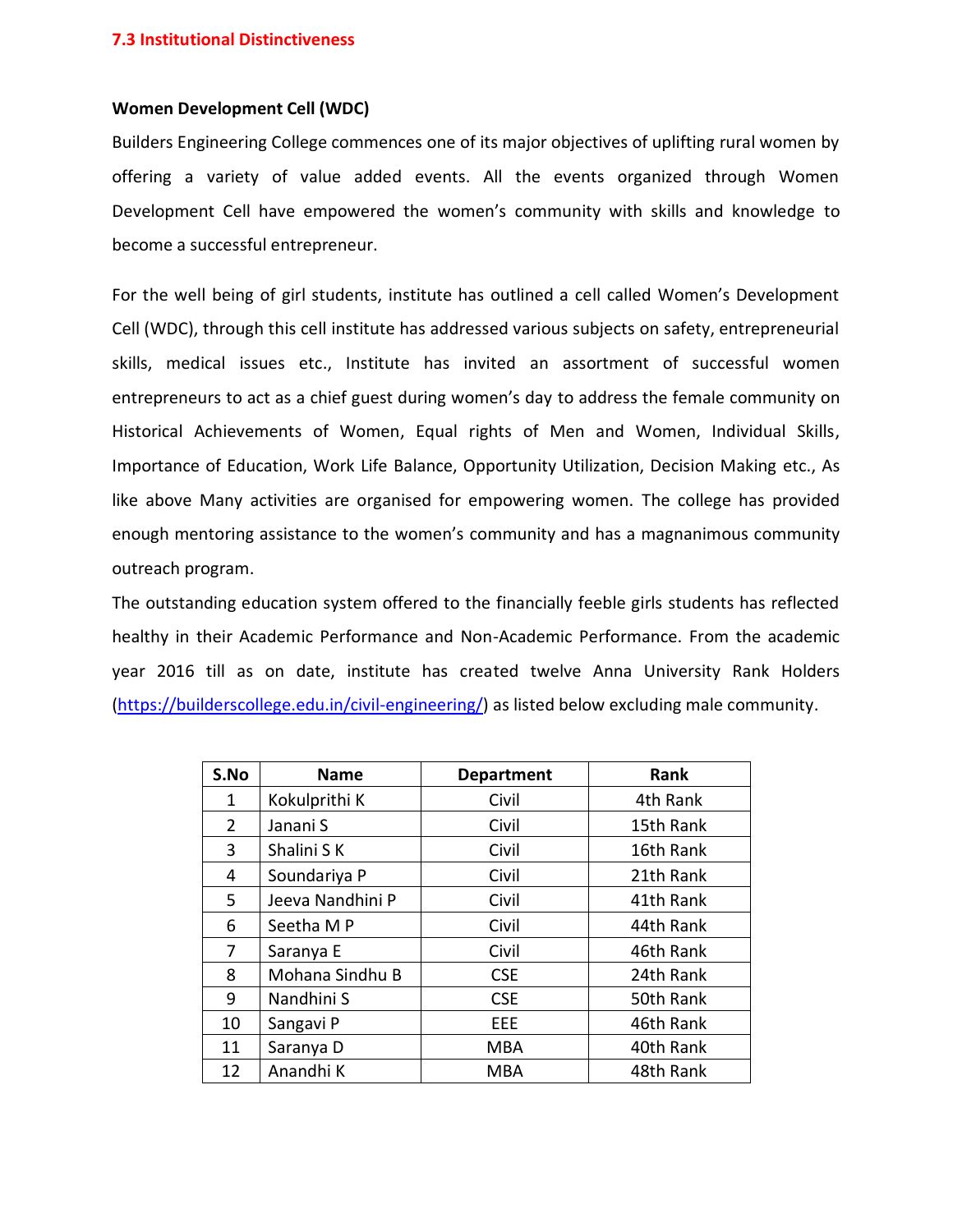## 7.3 Institutional Distinctiveness

**Women Development Cell (WDC)**

Builders Engineering College commences one of its major objectives of uplifting rural women by offering a variety of value added events. All the events organized through Women Development Cell have empowered the women's community with skills and knowledge to become a successful entrepreneur.

For the well being of girl students, institute has outlined a cell called Women's Development Cell (WDC), through this cell institute has addressed various subjects on safety, entrepreneurial skills, medical issues etc., Institute has invited an assortment of successful women entrepreneurs to act as a chief guest during women's day to address the female community on Historical Achievements of Women, Equal rights of Men and Women, Individual Skills, Importance of Education, Work Life Balance, Opportunity Utilization, Decision Making etc., As like above Many activities are organised for empowering women. The college has provided enough mentoring assistance to the women's community and has a magnanimous community outreach program.

The outstanding education system offered to the financially feeble girls students has reflected healthy in their Academic Performance and Non-Academic Performance. From the academic year 2016 till as on date, institute has created twelve Anna University Rank Holders (https://builderscollege.edu.in/civil-engineering/) as listed below excluding male community.

| S.No | Name | Department | Rank |
|---|---|---|---|
| 1 | Kokulprithi K | Civil | 4th Rank |
| 2 | Janani S | Civil | 15th Rank |
| 3 | Shalini S K | Civil | 16th Rank |
| 4 | Soundariya P | Civil | 21th Rank |
| 5 | Jeeva Nandhini P | Civil | 41th Rank |
| 6 | Seetha M P | Civil | 44th Rank |
| 7 | Saranya E | Civil | 46th Rank |
| 8 | Mohana Sindhu B | CSE | 24th Rank |
| 9 | Nandhini S | CSE | 50th Rank |
| 10 | Sangavi P | EEE | 46th Rank |
| 11 | Saranya D | MBA | 40th Rank |
| 12 | Anandhi K | MBA | 48th Rank |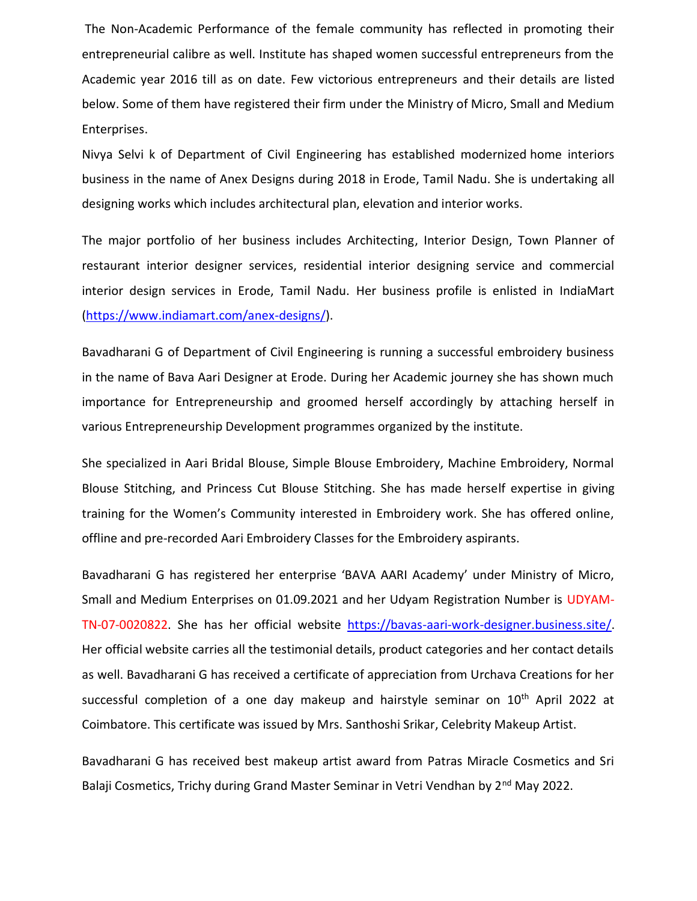The Non-Academic Performance of the female community has reflected in promoting their entrepreneurial calibre as well. Institute has shaped women successful entrepreneurs from the Academic year 2016 till as on date. Few victorious entrepreneurs and their details are listed below. Some of them have registered their firm under the Ministry of Micro, Small and Medium Enterprises.

Nivya Selvi k of Department of Civil Engineering has established modernized home interiors business in the name of Anex Designs during 2018 in Erode, Tamil Nadu. She is undertaking all designing works which includes architectural plan, elevation and interior works.

The major portfolio of her business includes Architecting, Interior Design, Town Planner of restaurant interior designer services, residential interior designing service and commercial interior design services in Erode, Tamil Nadu. Her business profile is enlisted in IndiaMart (https://www.indiamart.com/anex-designs/).

Bavadharani G of Department of Civil Engineering is running a successful embroidery business in the name of Bava Aari Designer at Erode. During her Academic journey she has shown much importance for Entrepreneurship and groomed herself accordingly by attaching herself in various Entrepreneurship Development programmes organized by the institute.

She specialized in Aari Bridal Blouse, Simple Blouse Embroidery, Machine Embroidery, Normal Blouse Stitching, and Princess Cut Blouse Stitching. She has made herself expertise in giving training for the Women's Community interested in Embroidery work. She has offered online, offline and pre-recorded Aari Embroidery Classes for the Embroidery aspirants.

Bavadharani G has registered her enterprise 'BAVA AARI Academy' under Ministry of Micro, Small and Medium Enterprises on 01.09.2021 and her Udyam Registration Number is UDYAM-TN-07-0020822. She has her official website https://bavas-aari-work-designer.business.site/. Her official website carries all the testimonial details, product categories and her contact details as well. Bavadharani G has received a certificate of appreciation from Urchava Creations for her successful completion of a one day makeup and hairstyle seminar on 10th April 2022 at Coimbatore. This certificate was issued by Mrs. Santhoshi Srikar, Celebrity Makeup Artist.

Bavadharani G has received best makeup artist award from Patras Miracle Cosmetics and Sri Balaji Cosmetics, Trichy during Grand Master Seminar in Vetri Vendhan by 2nd May 2022.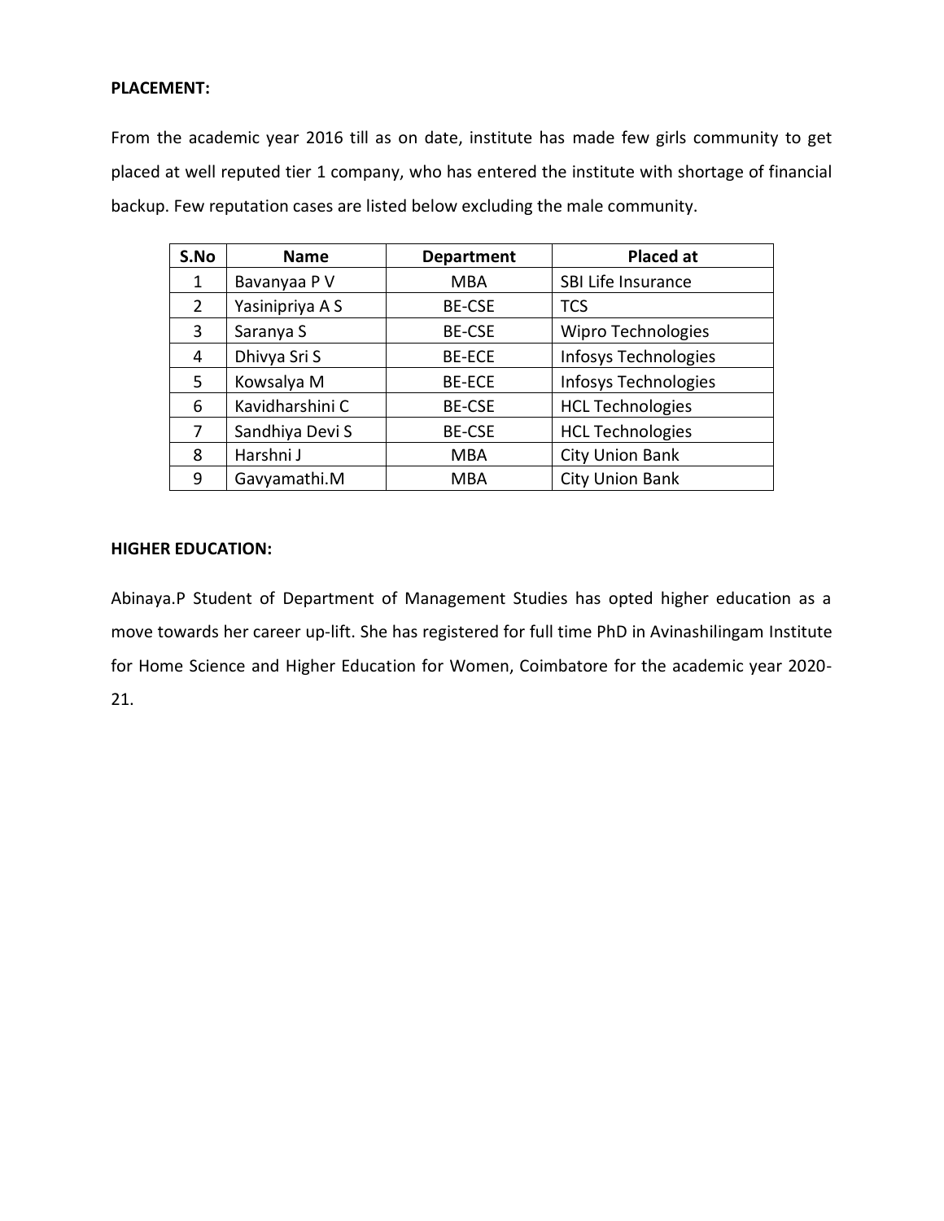**PLACEMENT:**

From the academic year 2016 till as on date, institute has made few girls community to get placed at well reputed tier 1 company, who has entered the institute with shortage of financial backup. Few reputation cases are listed below excluding the male community.

| S.No | Name | Department | Placed at |
|---|---|---|---|
| 1 | Bavanyaa P V | MBA | SBI Life Insurance |
| 2 | Yasinipriya A S | BE-CSE | TCS |
| 3 | Saranya S | BE-CSE | Wipro Technologies |
| 4 | Dhivya Sri S | BE-ECE | Infosys Technologies |
| 5 | Kowsalya M | BE-ECE | Infosys Technologies |
| 6 | Kavidharshini C | BE-CSE | HCL Technologies |
| 7 | Sandhiya Devi S | BE-CSE | HCL Technologies |
| 8 | Harshni J | MBA | City Union Bank |
| 9 | Gavyamathi.M | MBA | City Union Bank |

**HIGHER EDUCATION:**

Abinaya.P Student of Department of Management Studies has opted higher education as a move towards her career up-lift. She has registered for full time PhD in Avinashilingam Institute for Home Science and Higher Education for Women, Coimbatore for the academic year 2020-21.